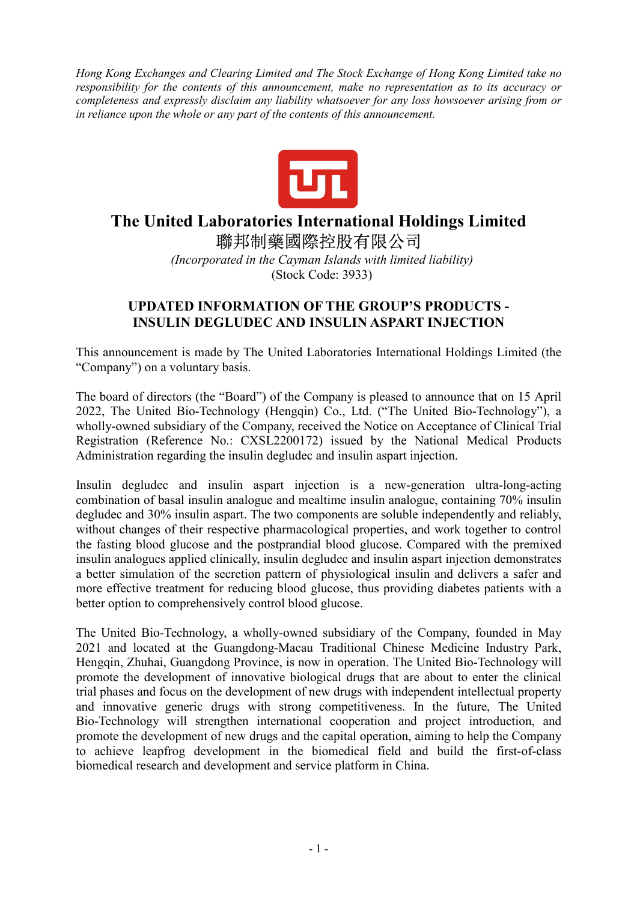*Hong Kong Exchanges and Clearing Limited and The Stock Exchange of Hong Kong Limited take no responsibility for the contents of this announcement, make no representation as to its accuracy or completeness and expressly disclaim any liability whatsoever for any loss howsoever arising from or in reliance upon the whole or any part of the contents of this announcement.*

# The United Laboratories International Holdings Limited

# 聯邦制藥國際控股有限公司

*(Incorporated in the Cayman Islands with limited liability)*

(Stock Code: 3933)

## UPDATED INFORMATION OF THE GROUP'S PRODUCTS - INSULIN DEGLUDEC AND INSULIN ASPART INJECTION

This announcement is made by The United Laboratories International Holdings Limited (the "Company") on a voluntary basis.

The board of directors (the "Board") of the Company is pleased to announce that on 15 April 2022, The United Bio-Technology (Hengqin) Co., Ltd. ("The United Bio-Technology"), a wholly-owned subsidiary of the Company, received the Notice on Acceptance of Clinical Trial Registration (Reference No.: CXSL2200172) issued by the National Medical Products Administration regarding the insulin degludec and insulin aspart injection.

Insulin degludec and insulin aspart injection is a new-generation ultra-long-acting combination of basal insulin analogue and mealtime insulin analogue, containing 70% insulin degludec and 30% insulin aspart. The two components are soluble independently and reliably, without changes of their respective pharmacological properties, and work together to control the fasting blood glucose and the postprandial blood glucose. Compared with the premixed insulin analogues applied clinically, insulin degludec and insulin aspart injection demonstrates a better simulation of the secretion pattern of physiological insulin and delivers a safer and more effective treatment for reducing blood glucose, thus providing diabetes patients with a better option to comprehensively control blood glucose.

The United Bio-Technology, a wholly-owned subsidiary of the Company, founded in May 2021 and located at the Guangdong-Macau Traditional Chinese Medicine Industry Park, Hengqin, Zhuhai, Guangdong Province, is now in operation. The United Bio-Technology will promote the development of innovative biological drugs that are about to enter the clinical trial phases and focus on the development of new drugs with independent intellectual property and innovative generic drugs with strong competitiveness. In the future, The United Bio-Technology will strengthen international cooperation and project introduction, and promote the development of new drugs and the capital operation, aiming to help the Company to achieve leapfrog development in the biomedical field and build the first-of-class biomedical research and development and service platform in China.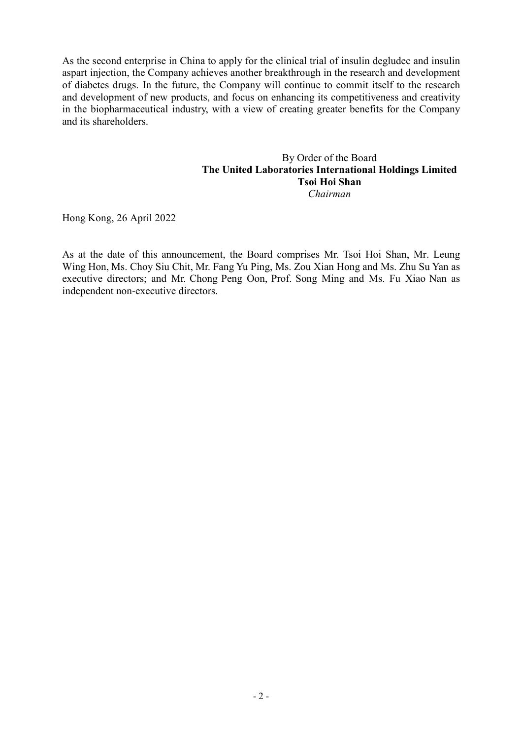As the second enterprise in China to apply for the clinical trial of insulin degludec and insulin aspart injection, the Company achieves another breakthrough in the research and development of diabetes drugs. In the future, the Company will continue to commit itself to the research and development of new products, and focus on enhancing its competitiveness and creativity in the biopharmaceutical industry, with a view of creating greater benefits for the Company and its shareholders.

By Order of the Board
**The United Laboratories International Holdings Limited**
**Tsoi Hoi Shan**
*Chairman*

Hong Kong, 26 April 2022

As at the date of this announcement, the Board comprises Mr. Tsoi Hoi Shan, Mr. Leung Wing Hon, Ms. Choy Siu Chit, Mr. Fang Yu Ping, Ms. Zou Xian Hong and Ms. Zhu Su Yan as executive directors; and Mr. Chong Peng Oon, Prof. Song Ming and Ms. Fu Xiao Nan as independent non-executive directors.